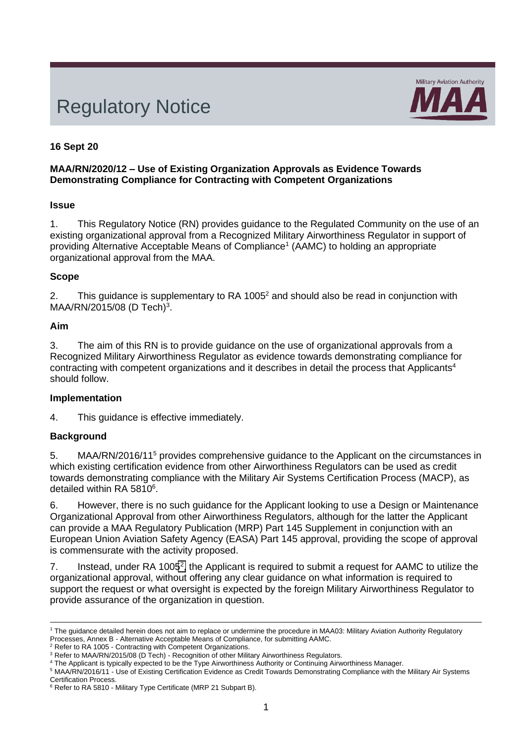# Regulatory Notice

Military Aviation Authority
**MAA**

**16 Sept 20**

**MAA/RN/2020/12 – Use of Existing Organization Approvals as Evidence Towards Demonstrating Compliance for Contracting with Competent Organizations**

## Issue

1. This Regulatory Notice (RN) provides guidance to the Regulated Community on the use of an existing organizational approval from a Recognized Military Airworthiness Regulator in support of providing Alternative Acceptable Means of Compliance[1] (AAMC) to holding an appropriate organizational approval from the MAA.

## Scope

2. This guidance is supplementary to RA 1005[2] and should also be read in conjunction with MAA/RN/2015/08 (D Tech)[3].

## Aim

3. The aim of this RN is to provide guidance on the use of organizational approvals from a Recognized Military Airworthiness Regulator as evidence towards demonstrating compliance for contracting with competent organizations and it describes in detail the process that Applicants[4] should follow.

## Implementation

4. This guidance is effective immediately.

## Background

5. MAA/RN/2016/11[5] provides comprehensive guidance to the Applicant on the circumstances in which existing certification evidence from other Airworthiness Regulators can be used as credit towards demonstrating compliance with the Military Air Systems Certification Process (MACP), as detailed within RA 5810[6].

6. However, there is no such guidance for the Applicant looking to use a Design or Maintenance Organizational Approval from other Airworthiness Regulators, although for the latter the Applicant can provide a MAA Regulatory Publication (MRP) Part 145 Supplement in conjunction with an European Union Aviation Safety Agency (EASA) Part 145 approval, providing the scope of approval is commensurate with the activity proposed.

7. Instead, under RA 1005[2], the Applicant is required to submit a request for AAMC to utilize the organizational approval, without offering any clear guidance on what information is required to support the request or what oversight is expected by the foreign Military Airworthiness Regulator to provide assurance of the organization in question.

---

[1] The guidance detailed herein does not aim to replace or undermine the procedure in MAA03: Military Aviation Authority Regulatory Processes, Annex B - Alternative Acceptable Means of Compliance, for submitting AAMC.
[2] Refer to RA 1005 - Contracting with Competent Organizations.
[3] Refer to MAA/RN/2015/08 (D Tech) - Recognition of other Military Airworthiness Regulators.
[4] The Applicant is typically expected to be the Type Airworthiness Authority or Continuing Airworthiness Manager.
[5] MAA/RN/2016/11 - Use of Existing Certification Evidence as Credit Towards Demonstrating Compliance with the Military Air Systems Certification Process.
[6] Refer to RA 5810 - Military Type Certificate (MRP 21 Subpart B).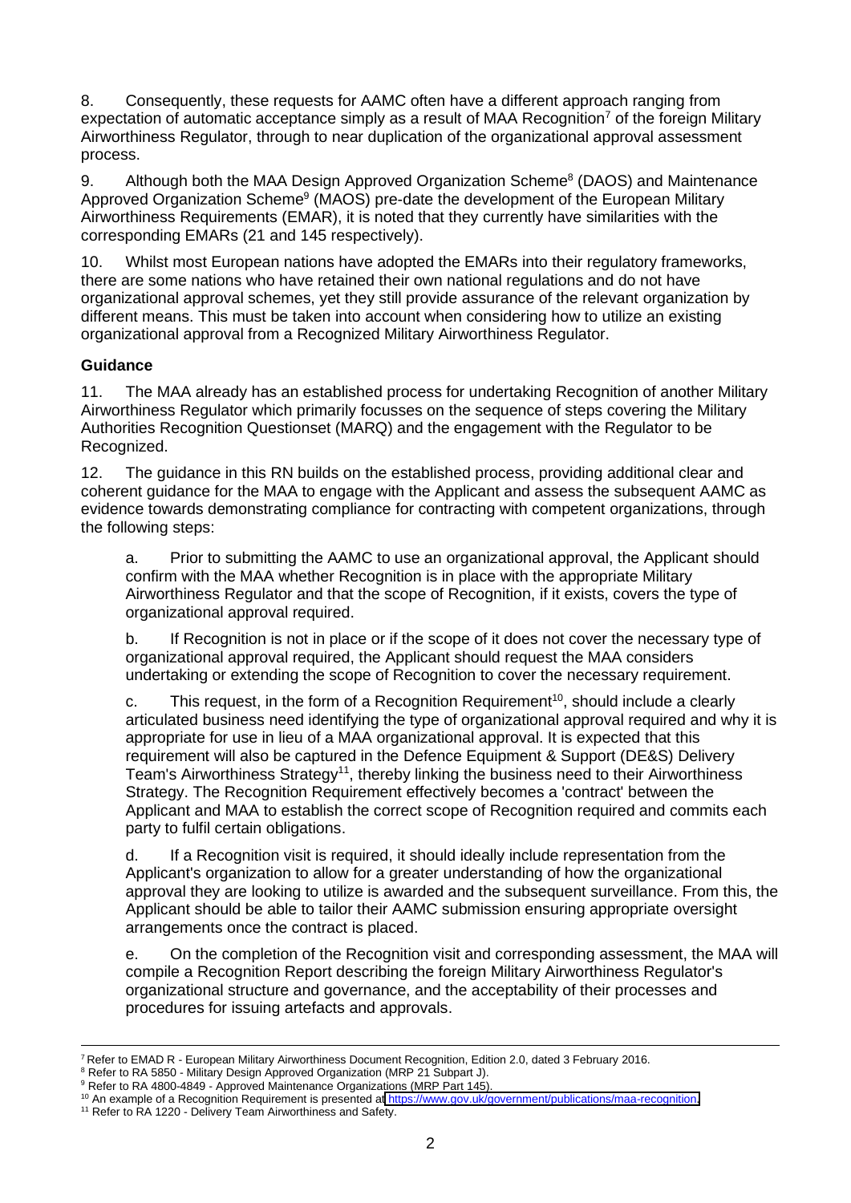8. Consequently, these requests for AAMC often have a different approach ranging from expectation of automatic acceptance simply as a result of MAA Recognition[7] of the foreign Military Airworthiness Regulator, through to near duplication of the organizational approval assessment process.

9. Although both the MAA Design Approved Organization Scheme[8] (DAOS) and Maintenance Approved Organization Scheme[9] (MAOS) pre-date the development of the European Military Airworthiness Requirements (EMAR), it is noted that they currently have similarities with the corresponding EMARs (21 and 145 respectively).

10. Whilst most European nations have adopted the EMARs into their regulatory frameworks, there are some nations who have retained their own national regulations and do not have organizational approval schemes, yet they still provide assurance of the relevant organization by different means. This must be taken into account when considering how to utilize an existing organizational approval from a Recognized Military Airworthiness Regulator.

**Guidance**

11. The MAA already has an established process for undertaking Recognition of another Military Airworthiness Regulator which primarily focusses on the sequence of steps covering the Military Authorities Recognition Questionset (MARQ) and the engagement with the Regulator to be Recognized.

12. The guidance in this RN builds on the established process, providing additional clear and coherent guidance for the MAA to engage with the Applicant and assess the subsequent AAMC as evidence towards demonstrating compliance for contracting with competent organizations, through the following steps:

a. Prior to submitting the AAMC to use an organizational approval, the Applicant should confirm with the MAA whether Recognition is in place with the appropriate Military Airworthiness Regulator and that the scope of Recognition, if it exists, covers the type of organizational approval required.

b. If Recognition is not in place or if the scope of it does not cover the necessary type of organizational approval required, the Applicant should request the MAA considers undertaking or extending the scope of Recognition to cover the necessary requirement.

c. This request, in the form of a Recognition Requirement[10], should include a clearly articulated business need identifying the type of organizational approval required and why it is appropriate for use in lieu of a MAA organizational approval. It is expected that this requirement will also be captured in the Defence Equipment & Support (DE&S) Delivery Team's Airworthiness Strategy[11], thereby linking the business need to their Airworthiness Strategy. The Recognition Requirement effectively becomes a 'contract' between the Applicant and MAA to establish the correct scope of Recognition required and commits each party to fulfil certain obligations.

d. If a Recognition visit is required, it should ideally include representation from the Applicant's organization to allow for a greater understanding of how the organizational approval they are looking to utilize is awarded and the subsequent surveillance. From this, the Applicant should be able to tailor their AAMC submission ensuring appropriate oversight arrangements once the contract is placed.

e. On the completion of the Recognition visit and corresponding assessment, the MAA will compile a Recognition Report describing the foreign Military Airworthiness Regulator's organizational structure and governance, and the acceptability of their processes and procedures for issuing artefacts and approvals.

---

[7] Refer to EMAD R - European Military Airworthiness Document Recognition, Edition 2.0, dated 3 February 2016.

[8] Refer to RA 5850 - Military Design Approved Organization (MRP 21 Subpart J).

[9] Refer to RA 4800-4849 - Approved Maintenance Organizations (MRP Part 145).

[10] An example of a Recognition Requirement is presented at https://www.gov.uk/government/publications/maa-recognition.

[11] Refer to RA 1220 - Delivery Team Airworthiness and Safety.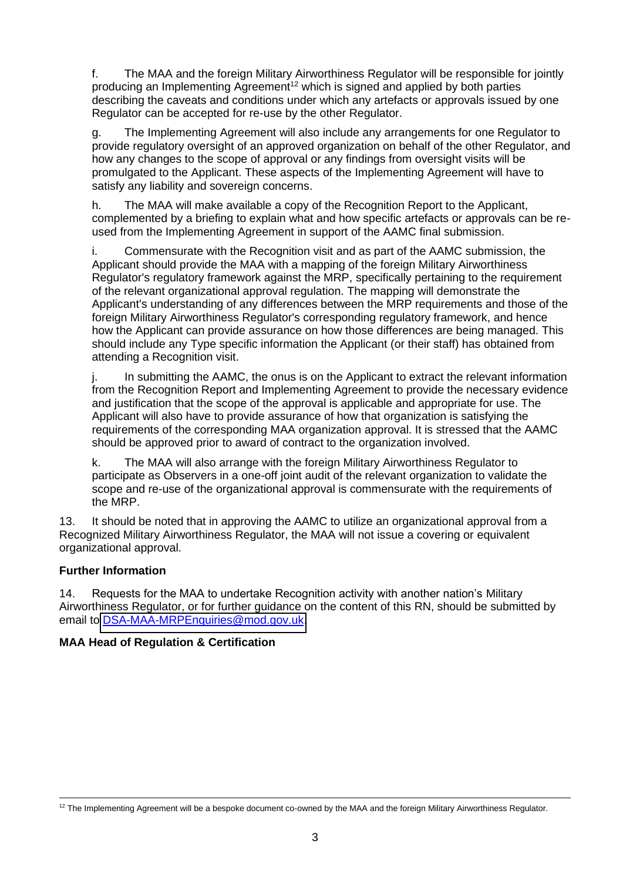f. The MAA and the foreign Military Airworthiness Regulator will be responsible for jointly producing an Implementing Agreement[12] which is signed and applied by both parties describing the caveats and conditions under which any artefacts or approvals issued by one Regulator can be accepted for re-use by the other Regulator.

g. The Implementing Agreement will also include any arrangements for one Regulator to provide regulatory oversight of an approved organization on behalf of the other Regulator, and how any changes to the scope of approval or any findings from oversight visits will be promulgated to the Applicant. These aspects of the Implementing Agreement will have to satisfy any liability and sovereign concerns.

h. The MAA will make available a copy of the Recognition Report to the Applicant, complemented by a briefing to explain what and how specific artefacts or approvals can be re-used from the Implementing Agreement in support of the AAMC final submission.

i. Commensurate with the Recognition visit and as part of the AAMC submission, the Applicant should provide the MAA with a mapping of the foreign Military Airworthiness Regulator's regulatory framework against the MRP, specifically pertaining to the requirement of the relevant organizational approval regulation. The mapping will demonstrate the Applicant's understanding of any differences between the MRP requirements and those of the foreign Military Airworthiness Regulator's corresponding regulatory framework, and hence how the Applicant can provide assurance on how those differences are being managed. This should include any Type specific information the Applicant (or their staff) has obtained from attending a Recognition visit.

j. In submitting the AAMC, the onus is on the Applicant to extract the relevant information from the Recognition Report and Implementing Agreement to provide the necessary evidence and justification that the scope of the approval is applicable and appropriate for use. The Applicant will also have to provide assurance of how that organization is satisfying the requirements of the corresponding MAA organization approval. It is stressed that the AAMC should be approved prior to award of contract to the organization involved.

k. The MAA will also arrange with the foreign Military Airworthiness Regulator to participate as Observers in a one-off joint audit of the relevant organization to validate the scope and re-use of the organizational approval is commensurate with the requirements of the MRP.

13. It should be noted that in approving the AAMC to utilize an organizational approval from a Recognized Military Airworthiness Regulator, the MAA will not issue a covering or equivalent organizational approval.

**Further Information**

14. Requests for the MAA to undertake Recognition activity with another nation's Military Airworthiness Regulator, or for further guidance on the content of this RN, should be submitted by email to DSA-MAA-MRPEnquiries@mod.gov.uk.

**MAA Head of Regulation & Certification**

---

[12] The Implementing Agreement will be a bespoke document co-owned by the MAA and the foreign Military Airworthiness Regulator.